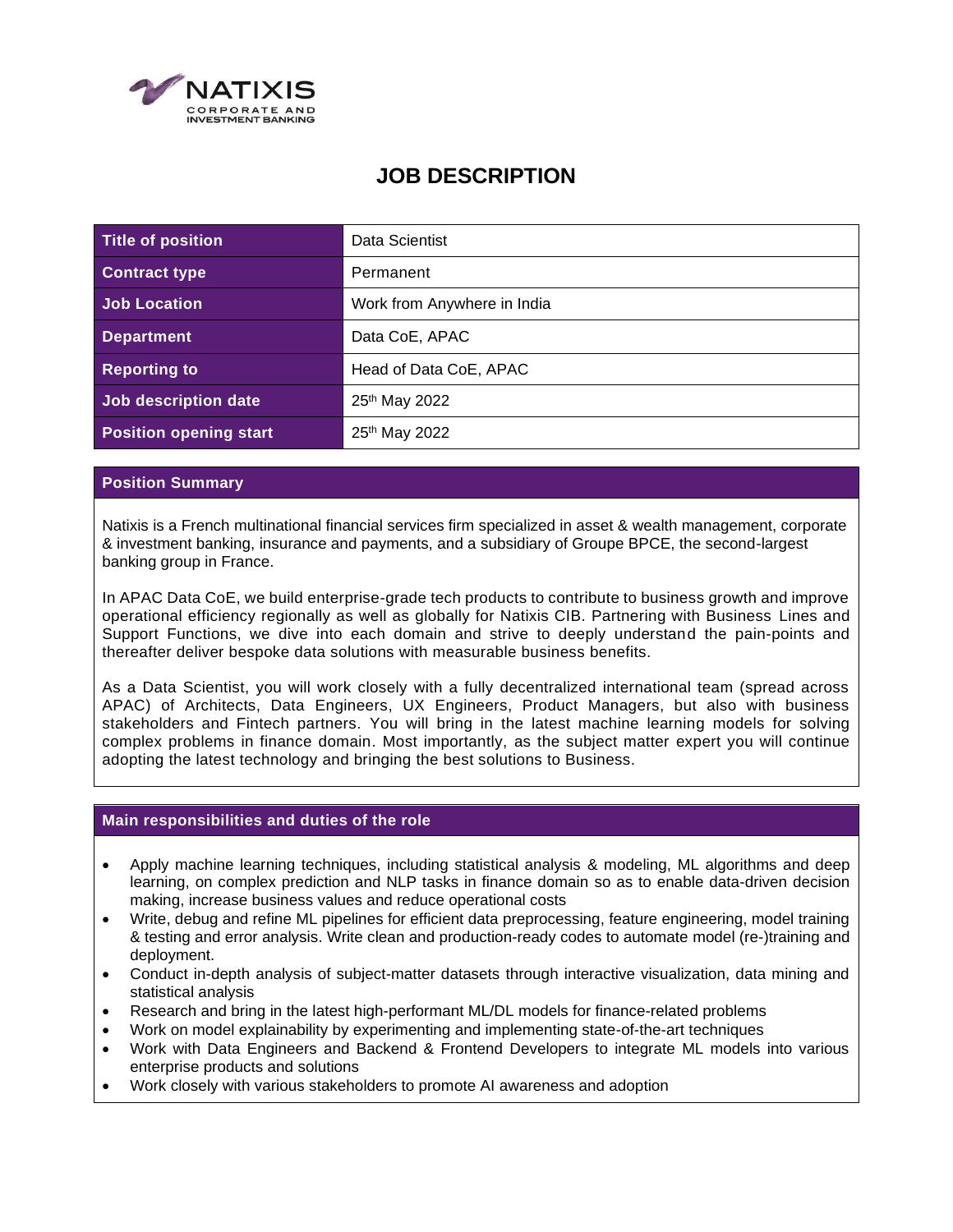NATIXIS
CORPORATE AND INVESTMENT BANKING

# JOB DESCRIPTION

| Title of position | Data Scientist |
|---|---|
| Contract type | Permanent |
| Job Location | Work from Anywhere in India |
| Department | Data CoE, APAC |
| Reporting to | Head of Data CoE, APAC |
| Job description date | 25th May 2022 |
| Position opening start | 25th May 2022 |

## Position Summary

Natixis is a French multinational financial services firm specialized in asset & wealth management, corporate & investment banking, insurance and payments, and a subsidiary of Groupe BPCE, the second-largest banking group in France.

In APAC Data CoE, we build enterprise-grade tech products to contribute to business growth and improve operational efficiency regionally as well as globally for Natixis CIB. Partnering with Business Lines and Support Functions, we dive into each domain and strive to deeply understand the pain-points and thereafter deliver bespoke data solutions with measurable business benefits.

As a Data Scientist, you will work closely with a fully decentralized international team (spread across APAC) of Architects, Data Engineers, UX Engineers, Product Managers, but also with business stakeholders and Fintech partners. You will bring in the latest machine learning models for solving complex problems in finance domain. Most importantly, as the subject matter expert you will continue adopting the latest technology and bringing the best solutions to Business.

## Main responsibilities and duties of the role

- Apply machine learning techniques, including statistical analysis & modeling, ML algorithms and deep learning, on complex prediction and NLP tasks in finance domain so as to enable data-driven decision making, increase business values and reduce operational costs
- Write, debug and refine ML pipelines for efficient data preprocessing, feature engineering, model training & testing and error analysis. Write clean and production-ready codes to automate model (re-)training and deployment.
- Conduct in-depth analysis of subject-matter datasets through interactive visualization, data mining and statistical analysis
- Research and bring in the latest high-performant ML/DL models for finance-related problems
- Work on model explainability by experimenting and implementing state-of-the-art techniques
- Work with Data Engineers and Backend & Frontend Developers to integrate ML models into various enterprise products and solutions
- Work closely with various stakeholders to promote AI awareness and adoption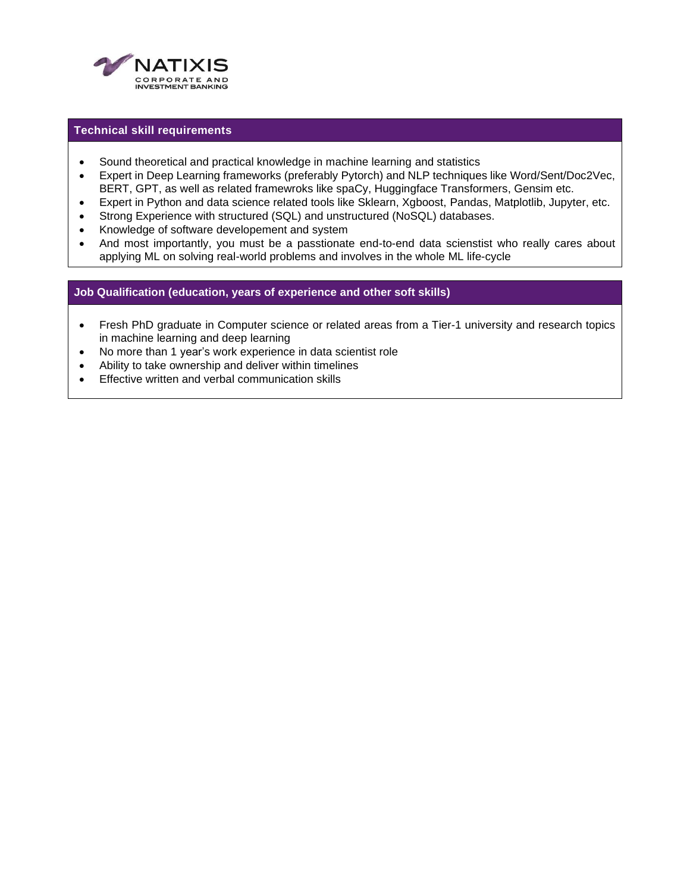NATIXIS
CORPORATE AND INVESTMENT BANKING

## Technical skill requirements

- Sound theoretical and practical knowledge in machine learning and statistics
- Expert in Deep Learning frameworks (preferably Pytorch) and NLP techniques like Word/Sent/Doc2Vec, BERT, GPT, as well as related framewroks like spaCy, Huggingface Transformers, Gensim etc.
- Expert in Python and data science related tools like Sklearn, Xgboost, Pandas, Matplotlib, Jupyter, etc.
- Strong Experience with structured (SQL) and unstructured (NoSQL) databases.
- Knowledge of software developement and system
- And most importantly, you must be a passtionate end-to-end data scienstist who really cares about applying ML on solving real-world problems and involves in the whole ML life-cycle

## Job Qualification (education, years of experience and other soft skills)

- Fresh PhD graduate in Computer science or related areas from a Tier-1 university and research topics in machine learning and deep learning
- No more than 1 year's work experience in data scientist role
- Ability to take ownership and deliver within timelines
- Effective written and verbal communication skills